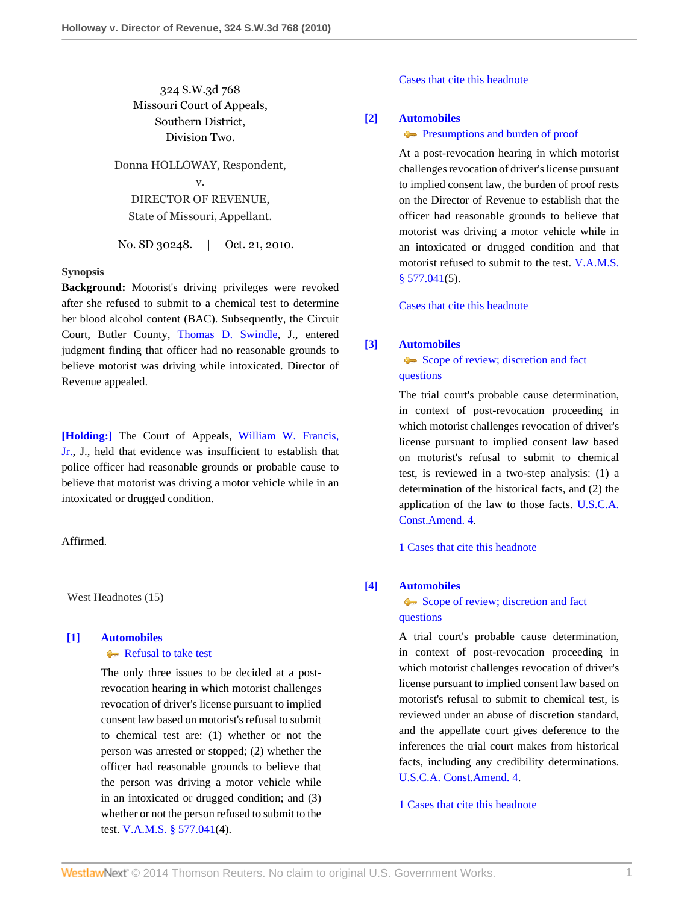324 S.W.3d 768
Missouri Court of Appeals,
Southern District,
Division Two.

Donna HOLLOWAY, Respondent,
v.
DIRECTOR OF REVENUE,
State of Missouri, Appellant.

No. SD 30248. | Oct. 21, 2010.

**Synopsis**

**Background:** Motorist's driving privileges were revoked after she refused to submit to a chemical test to determine her blood alcohol content (BAC). Subsequently, the Circuit Court, Butler County, Thomas D. Swindle, J., entered judgment finding that officer had no reasonable grounds to believe motorist was driving while intoxicated. Director of Revenue appealed.

**[Holding:]** The Court of Appeals, William W. Francis, Jr., J., held that evidence was insufficient to establish that police officer had reasonable grounds or probable cause to believe that motorist was driving a motor vehicle while in an intoxicated or drugged condition.

Affirmed.

West Headnotes (15)

**[1] Automobiles**
Refusal to take test

The only three issues to be decided at a post-revocation hearing in which motorist challenges revocation of driver's license pursuant to implied consent law based on motorist's refusal to submit to chemical test are: (1) whether or not the person was arrested or stopped; (2) whether the officer had reasonable grounds to believe that the person was driving a motor vehicle while in an intoxicated or drugged condition; and (3) whether or not the person refused to submit to the test. V.A.M.S. § 577.041(4).

Cases that cite this headnote

**[2] Automobiles**
Presumptions and burden of proof

At a post-revocation hearing in which motorist challenges revocation of driver's license pursuant to implied consent law, the burden of proof rests on the Director of Revenue to establish that the officer had reasonable grounds to believe that motorist was driving a motor vehicle while in an intoxicated or drugged condition and that motorist refused to submit to the test. V.A.M.S. § 577.041(5).

Cases that cite this headnote

**[3] Automobiles**
Scope of review; discretion and fact questions

The trial court's probable cause determination, in context of post-revocation proceeding in which motorist challenges revocation of driver's license pursuant to implied consent law based on motorist's refusal to submit to chemical test, is reviewed in a two-step analysis: (1) a determination of the historical facts, and (2) the application of the law to those facts. U.S.C.A. Const.Amend. 4.

1 Cases that cite this headnote

**[4] Automobiles**
Scope of review; discretion and fact questions

A trial court's probable cause determination, in context of post-revocation proceeding in which motorist challenges revocation of driver's license pursuant to implied consent law based on motorist's refusal to submit to chemical test, is reviewed under an abuse of discretion standard, and the appellate court gives deference to the inferences the trial court makes from historical facts, including any credibility determinations. U.S.C.A. Const.Amend. 4.

1 Cases that cite this headnote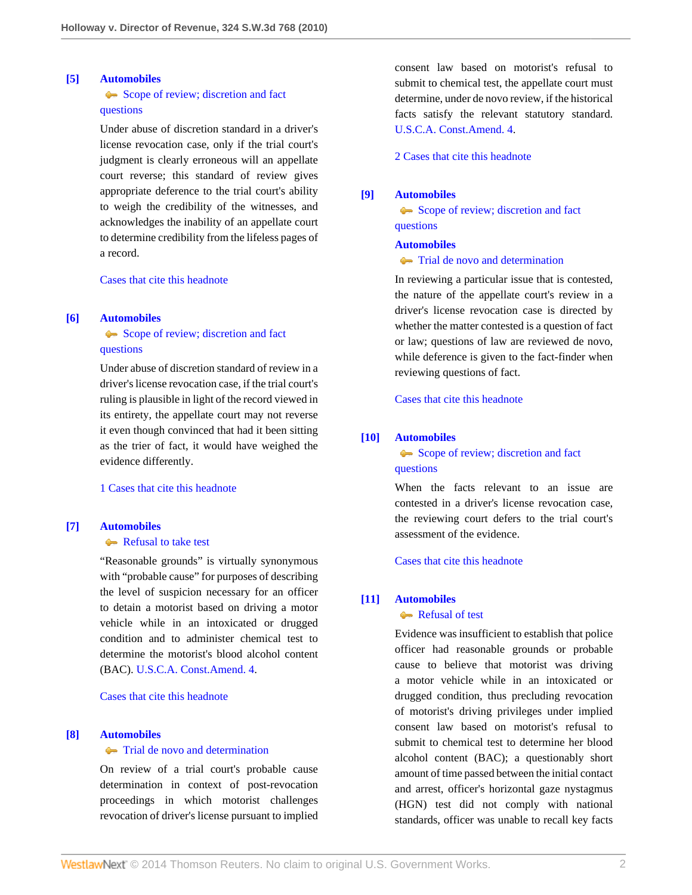**[5]** **Automobiles**

Scope of review; discretion and fact questions

Under abuse of discretion standard in a driver's license revocation case, only if the trial court's judgment is clearly erroneous will an appellate court reverse; this standard of review gives appropriate deference to the trial court's ability to weigh the credibility of the witnesses, and acknowledges the inability of an appellate court to determine credibility from the lifeless pages of a record.

Cases that cite this headnote

**[6]** **Automobiles**

Scope of review; discretion and fact questions

Under abuse of discretion standard of review in a driver's license revocation case, if the trial court's ruling is plausible in light of the record viewed in its entirety, the appellate court may not reverse it even though convinced that had it been sitting as the trier of fact, it would have weighed the evidence differently.

1 Cases that cite this headnote

**[7]** **Automobiles**

Refusal to take test

"Reasonable grounds" is virtually synonymous with "probable cause" for purposes of describing the level of suspicion necessary for an officer to detain a motorist based on driving a motor vehicle while in an intoxicated or drugged condition and to administer chemical test to determine the motorist's blood alcohol content (BAC). U.S.C.A. Const.Amend. 4.

Cases that cite this headnote

**[8]** **Automobiles**

Trial de novo and determination

On review of a trial court's probable cause determination in context of post-revocation proceedings in which motorist challenges revocation of driver's license pursuant to implied consent law based on motorist's refusal to submit to chemical test, the appellate court must determine, under de novo review, if the historical facts satisfy the relevant statutory standard. U.S.C.A. Const.Amend. 4.

2 Cases that cite this headnote

**[9]** **Automobiles**

Scope of review; discretion and fact questions

**Automobiles**

Trial de novo and determination

In reviewing a particular issue that is contested, the nature of the appellate court's review in a driver's license revocation case is directed by whether the matter contested is a question of fact or law; questions of law are reviewed de novo, while deference is given to the fact-finder when reviewing questions of fact.

Cases that cite this headnote

**[10]** **Automobiles**

Scope of review; discretion and fact questions

When the facts relevant to an issue are contested in a driver's license revocation case, the reviewing court defers to the trial court's assessment of the evidence.

Cases that cite this headnote

**[11]** **Automobiles**

Refusal of test

Evidence was insufficient to establish that police officer had reasonable grounds or probable cause to believe that motorist was driving a motor vehicle while in an intoxicated or drugged condition, thus precluding revocation of motorist's driving privileges under implied consent law based on motorist's refusal to submit to chemical test to determine her blood alcohol content (BAC); a questionably short amount of time passed between the initial contact and arrest, officer's horizontal gaze nystagmus (HGN) test did not comply with national standards, officer was unable to recall key facts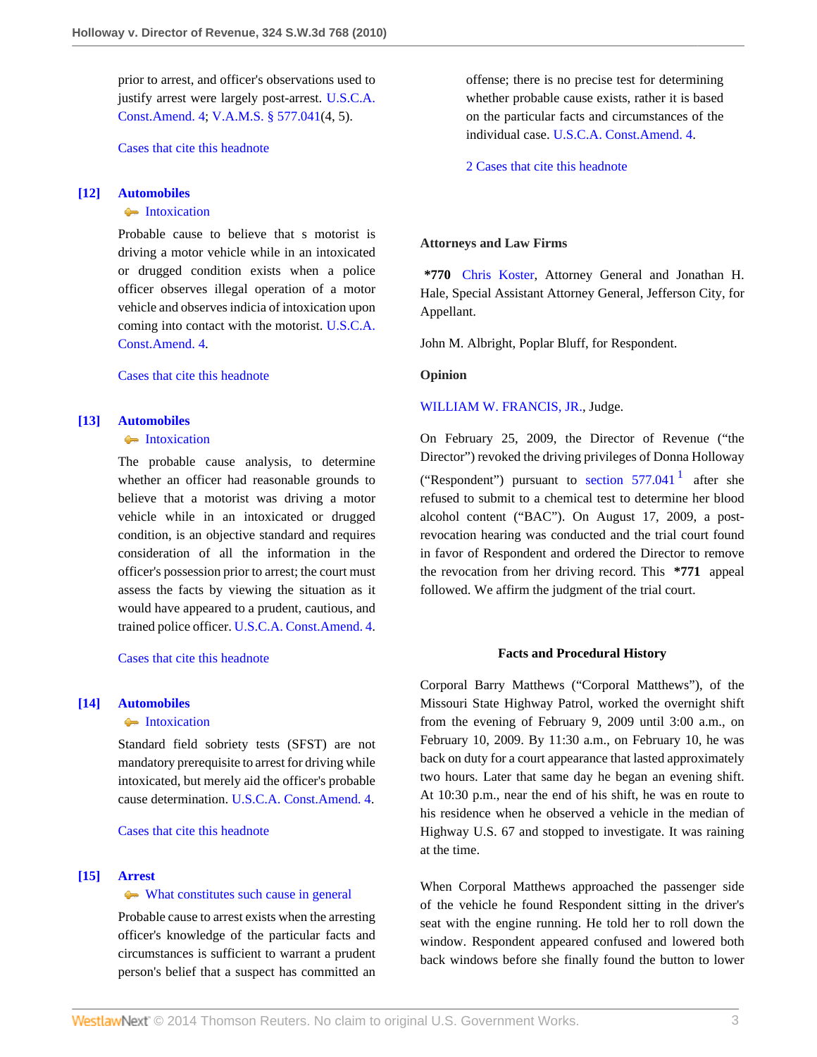prior to arrest, and officer's observations used to justify arrest were largely post-arrest. U.S.C.A. Const.Amend. 4; V.A.M.S. § 577.041(4, 5).

Cases that cite this headnote

**[12] Automobiles**
Intoxication

Probable cause to believe that s motorist is driving a motor vehicle while in an intoxicated or drugged condition exists when a police officer observes illegal operation of a motor vehicle and observes indicia of intoxication upon coming into contact with the motorist. U.S.C.A. Const.Amend. 4.

Cases that cite this headnote

**[13] Automobiles**
Intoxication

The probable cause analysis, to determine whether an officer had reasonable grounds to believe that a motorist was driving a motor vehicle while in an intoxicated or drugged condition, is an objective standard and requires consideration of all the information in the officer's possession prior to arrest; the court must assess the facts by viewing the situation as it would have appeared to a prudent, cautious, and trained police officer. U.S.C.A. Const.Amend. 4.

Cases that cite this headnote

**[14] Automobiles**
Intoxication

Standard field sobriety tests (SFST) are not mandatory prerequisite to arrest for driving while intoxicated, but merely aid the officer's probable cause determination. U.S.C.A. Const.Amend. 4.

Cases that cite this headnote

**[15] Arrest**
What constitutes such cause in general

Probable cause to arrest exists when the arresting officer's knowledge of the particular facts and circumstances is sufficient to warrant a prudent person's belief that a suspect has committed an offense; there is no precise test for determining whether probable cause exists, rather it is based on the particular facts and circumstances of the individual case. U.S.C.A. Const.Amend. 4.

2 Cases that cite this headnote

**Attorneys and Law Firms**

**\*770** Chris Koster, Attorney General and Jonathan H. Hale, Special Assistant Attorney General, Jefferson City, for Appellant.

John M. Albright, Poplar Bluff, for Respondent.

**Opinion**

WILLIAM W. FRANCIS, JR., Judge.

On February 25, 2009, the Director of Revenue ("the Director") revoked the driving privileges of Donna Holloway ("Respondent") pursuant to section 577.041[1] after she refused to submit to a chemical test to determine her blood alcohol content ("BAC"). On August 17, 2009, a post-revocation hearing was conducted and the trial court found in favor of Respondent and ordered the Director to remove the revocation from her driving record. This **\*771** appeal followed. We affirm the judgment of the trial court.

### Facts and Procedural History

Corporal Barry Matthews ("Corporal Matthews"), of the Missouri State Highway Patrol, worked the overnight shift from the evening of February 9, 2009 until 3:00 a.m., on February 10, 2009. By 11:30 a.m., on February 10, he was back on duty for a court appearance that lasted approximately two hours. Later that same day he began an evening shift. At 10:30 p.m., near the end of his shift, he was en route to his residence when he observed a vehicle in the median of Highway U.S. 67 and stopped to investigate. It was raining at the time.

When Corporal Matthews approached the passenger side of the vehicle he found Respondent sitting in the driver's seat with the engine running. He told her to roll down the window. Respondent appeared confused and lowered both back windows before she finally found the button to lower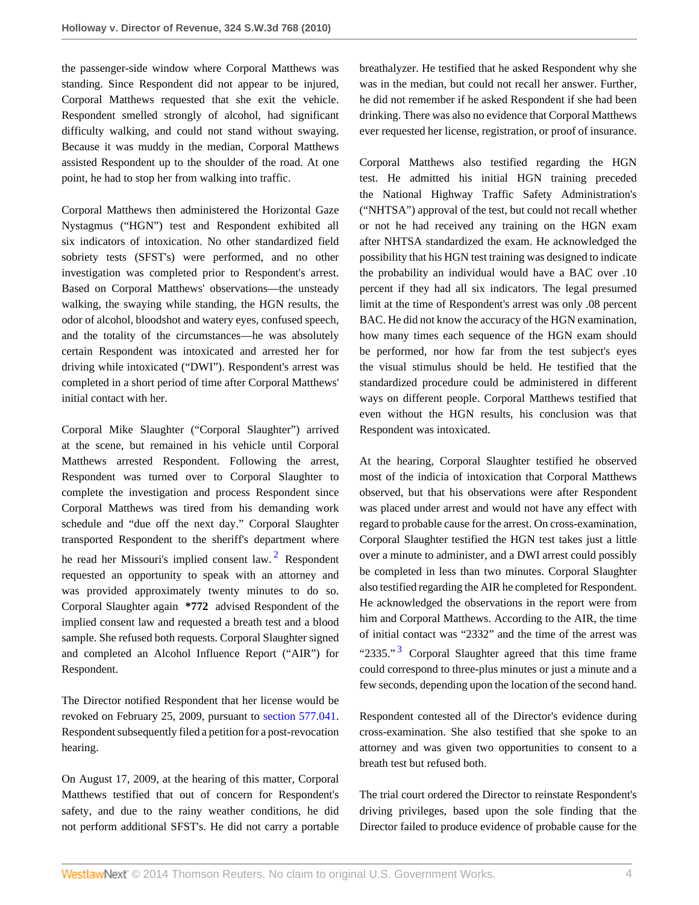the passenger-side window where Corporal Matthews was standing. Since Respondent did not appear to be injured, Corporal Matthews requested that she exit the vehicle. Respondent smelled strongly of alcohol, had significant difficulty walking, and could not stand without swaying. Because it was muddy in the median, Corporal Matthews assisted Respondent up to the shoulder of the road. At one point, he had to stop her from walking into traffic.

Corporal Matthews then administered the Horizontal Gaze Nystagmus ("HGN") test and Respondent exhibited all six indicators of intoxication. No other standardized field sobriety tests (SFST's) were performed, and no other investigation was completed prior to Respondent's arrest. Based on Corporal Matthews' observations—the unsteady walking, the swaying while standing, the HGN results, the odor of alcohol, bloodshot and watery eyes, confused speech, and the totality of the circumstances—he was absolutely certain Respondent was intoxicated and arrested her for driving while intoxicated ("DWI"). Respondent's arrest was completed in a short period of time after Corporal Matthews' initial contact with her.

Corporal Mike Slaughter ("Corporal Slaughter") arrived at the scene, but remained in his vehicle until Corporal Matthews arrested Respondent. Following the arrest, Respondent was turned over to Corporal Slaughter to complete the investigation and process Respondent since Corporal Matthews was tired from his demanding work schedule and "due off the next day." Corporal Slaughter transported Respondent to the sheriff's department where he read her Missouri's implied consent law.[2] Respondent requested an opportunity to speak with an attorney and was provided approximately twenty minutes to do so. Corporal Slaughter again **\*772** advised Respondent of the implied consent law and requested a breath test and a blood sample. She refused both requests. Corporal Slaughter signed and completed an Alcohol Influence Report ("AIR") for Respondent.

The Director notified Respondent that her license would be revoked on February 25, 2009, pursuant to section 577.041. Respondent subsequently filed a petition for a post-revocation hearing.

On August 17, 2009, at the hearing of this matter, Corporal Matthews testified that out of concern for Respondent's safety, and due to the rainy weather conditions, he did not perform additional SFST's. He did not carry a portable breathalyzer. He testified that he asked Respondent why she was in the median, but could not recall her answer. Further, he did not remember if he asked Respondent if she had been drinking. There was also no evidence that Corporal Matthews ever requested her license, registration, or proof of insurance.

Corporal Matthews also testified regarding the HGN test. He admitted his initial HGN training preceded the National Highway Traffic Safety Administration's ("NHTSA") approval of the test, but could not recall whether or not he had received any training on the HGN exam after NHTSA standardized the exam. He acknowledged the possibility that his HGN test training was designed to indicate the probability an individual would have a BAC over .10 percent if they had all six indicators. The legal presumed limit at the time of Respondent's arrest was only .08 percent BAC. He did not know the accuracy of the HGN examination, how many times each sequence of the HGN exam should be performed, nor how far from the test subject's eyes the visual stimulus should be held. He testified that the standardized procedure could be administered in different ways on different people. Corporal Matthews testified that even without the HGN results, his conclusion was that Respondent was intoxicated.

At the hearing, Corporal Slaughter testified he observed most of the indicia of intoxication that Corporal Matthews observed, but that his observations were after Respondent was placed under arrest and would not have any effect with regard to probable cause for the arrest. On cross-examination, Corporal Slaughter testified the HGN test takes just a little over a minute to administer, and a DWI arrest could possibly be completed in less than two minutes. Corporal Slaughter also testified regarding the AIR he completed for Respondent. He acknowledged the observations in the report were from him and Corporal Matthews. According to the AIR, the time of initial contact was "2332" and the time of the arrest was "2335."[3] Corporal Slaughter agreed that this time frame could correspond to three-plus minutes or just a minute and a few seconds, depending upon the location of the second hand.

Respondent contested all of the Director's evidence during cross-examination. She also testified that she spoke to an attorney and was given two opportunities to consent to a breath test but refused both.

The trial court ordered the Director to reinstate Respondent's driving privileges, based upon the sole finding that the Director failed to produce evidence of probable cause for the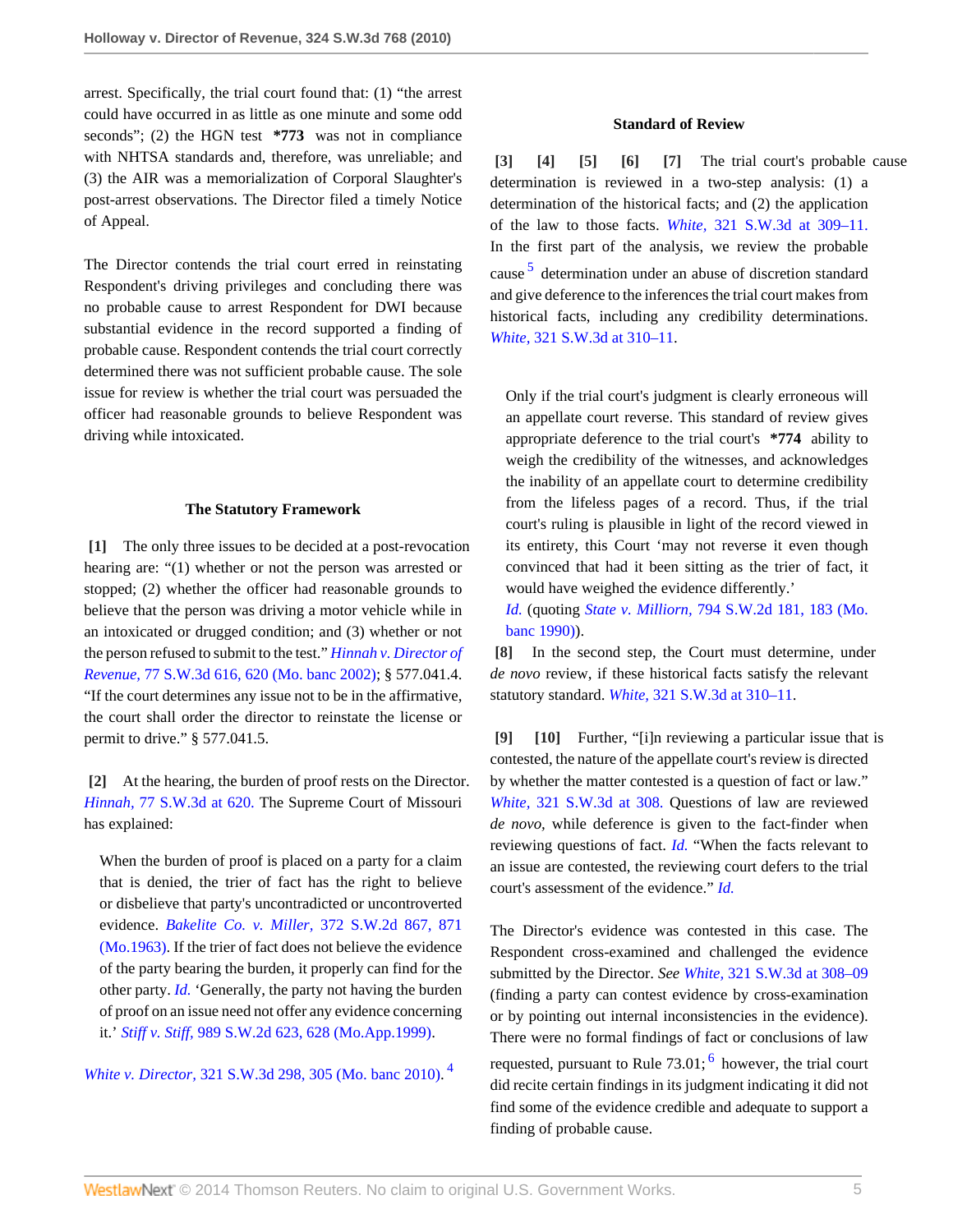arrest. Specifically, the trial court found that: (1) "the arrest could have occurred in as little as one minute and some odd seconds"; (2) the HGN test **\*773** was not in compliance with NHTSA standards and, therefore, was unreliable; and (3) the AIR was a memorialization of Corporal Slaughter's post-arrest observations. The Director filed a timely Notice of Appeal.

The Director contends the trial court erred in reinstating Respondent's driving privileges and concluding there was no probable cause to arrest Respondent for DWI because substantial evidence in the record supported a finding of probable cause. Respondent contends the trial court correctly determined there was not sufficient probable cause. The sole issue for review is whether the trial court was persuaded the officer had reasonable grounds to believe Respondent was driving while intoxicated.

### The Statutory Framework

**[1]** The only three issues to be decided at a post-revocation hearing are: "(1) whether or not the person was arrested or stopped; (2) whether the officer had reasonable grounds to believe that the person was driving a motor vehicle while in an intoxicated or drugged condition; and (3) whether or not the person refused to submit to the test." *Hinnah v. Director of Revenue,* 77 S.W.3d 616, 620 (Mo. banc 2002); § 577.041.4. "If the court determines any issue not to be in the affirmative, the court shall order the director to reinstate the license or permit to drive." § 577.041.5.

**[2]** At the hearing, the burden of proof rests on the Director. *Hinnah,* 77 S.W.3d at 620. The Supreme Court of Missouri has explained:

> When the burden of proof is placed on a party for a claim that is denied, the trier of fact has the right to believe or disbelieve that party's uncontradicted or uncontroverted evidence. *Bakelite Co. v. Miller,* 372 S.W.2d 867, 871 (Mo.1963). If the trier of fact does not believe the evidence of the party bearing the burden, it properly can find for the other party. *Id.* 'Generally, the party not having the burden of proof on an issue need not offer any evidence concerning it.' *Stiff v. Stiff,* 989 S.W.2d 623, 628 (Mo.App.1999).

*White v. Director,* 321 S.W.3d 298, 305 (Mo. banc 2010). [4]

### Standard of Review

**[3] [4] [5] [6] [7]** The trial court's probable cause determination is reviewed in a two-step analysis: (1) a determination of the historical facts; and (2) the application of the law to those facts. *White,* 321 S.W.3d at 309–11. In the first part of the analysis, we review the probable cause [5] determination under an abuse of discretion standard and give deference to the inferences the trial court makes from historical facts, including any credibility determinations. *White,* 321 S.W.3d at 310–11.

> Only if the trial court's judgment is clearly erroneous will an appellate court reverse. This standard of review gives appropriate deference to the trial court's **\*774** ability to weigh the credibility of the witnesses, and acknowledges the inability of an appellate court to determine credibility from the lifeless pages of a record. Thus, if the trial court's ruling is plausible in light of the record viewed in its entirety, this Court 'may not reverse it even though convinced that had it been sitting as the trier of fact, it would have weighed the evidence differently.'
>
> *Id.* (quoting *State v. Milliron,* 794 S.W.2d 181, 183 (Mo. banc 1990)).

**[8]** In the second step, the Court must determine, under *de novo* review, if these historical facts satisfy the relevant statutory standard. *White,* 321 S.W.3d at 310–11.

**[9] [10]** Further, "[i]n reviewing a particular issue that is contested, the nature of the appellate court's review is directed by whether the matter contested is a question of fact or law." *White,* 321 S.W.3d at 308. Questions of law are reviewed *de novo,* while deference is given to the fact-finder when reviewing questions of fact. *Id.* "When the facts relevant to an issue are contested, the reviewing court defers to the trial court's assessment of the evidence." *Id.*

The Director's evidence was contested in this case. The Respondent cross-examined and challenged the evidence submitted by the Director. *See White,* 321 S.W.3d at 308–09 (finding a party can contest evidence by cross-examination or by pointing out internal inconsistencies in the evidence). There were no formal findings of fact or conclusions of law requested, pursuant to Rule 73.01; [6] however, the trial court did recite certain findings in its judgment indicating it did not find some of the evidence credible and adequate to support a finding of probable cause.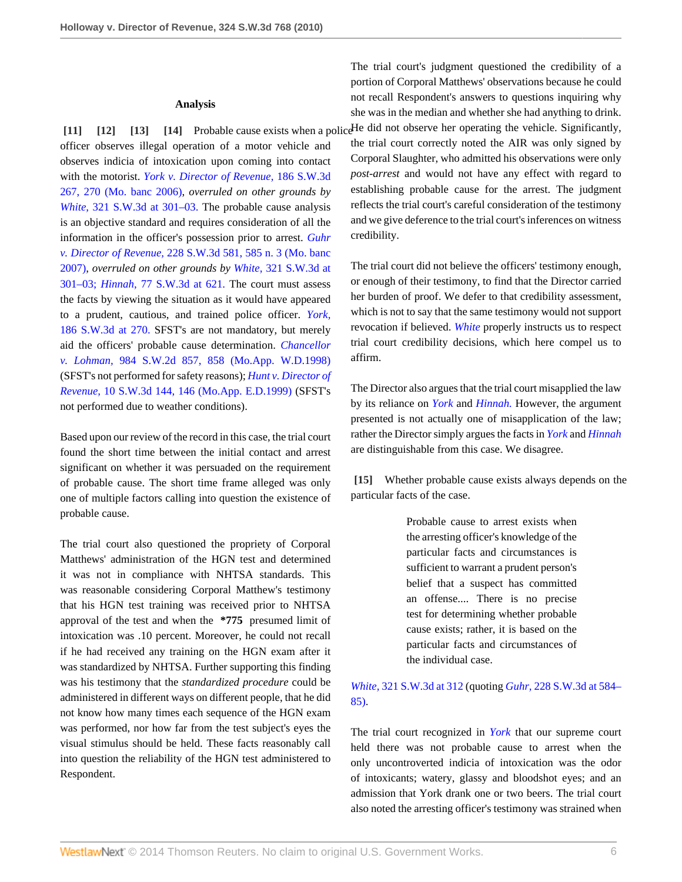### Analysis

**[11] [12] [13] [14]** Probable cause exists when a police officer observes illegal operation of a motor vehicle and observes indicia of intoxication upon coming into contact with the motorist. *York v. Director of Revenue,* 186 S.W.3d 267, 270 (Mo. banc 2006), *overruled on other grounds by White,* 321 S.W.3d at 301–03. The probable cause analysis is an objective standard and requires consideration of all the information in the officer's possession prior to arrest. *Guhr v. Director of Revenue,* 228 S.W.3d 581, 585 n. 3 (Mo. banc 2007), *overruled on other grounds by White,* 321 S.W.3d at 301–03; *Hinnah,* 77 S.W.3d at 621. The court must assess the facts by viewing the situation as it would have appeared to a prudent, cautious, and trained police officer. *York,* 186 S.W.3d at 270. SFST's are not mandatory, but merely aid the officers' probable cause determination. *Chancellor v. Lohman,* 984 S.W.2d 857, 858 (Mo.App. W.D.1998) (SFST's not performed for safety reasons); *Hunt v. Director of Revenue,* 10 S.W.3d 144, 146 (Mo.App. E.D.1999) (SFST's not performed due to weather conditions).

Based upon our review of the record in this case, the trial court found the short time between the initial contact and arrest significant on whether it was persuaded on the requirement of probable cause. The short time frame alleged was only one of multiple factors calling into question the existence of probable cause.

The trial court also questioned the propriety of Corporal Matthews' administration of the HGN test and determined it was not in compliance with NHTSA standards. This was reasonable considering Corporal Matthew's testimony that his HGN test training was received prior to NHTSA approval of the test and when the **\*775** presumed limit of intoxication was .10 percent. Moreover, he could not recall if he had received any training on the HGN exam after it was standardized by NHTSA. Further supporting this finding was his testimony that the *standardized procedure* could be administered in different ways on different people, that he did not know how many times each sequence of the HGN exam was performed, nor how far from the test subject's eyes the visual stimulus should be held. These facts reasonably call into question the reliability of the HGN test administered to Respondent.

The trial court's judgment questioned the credibility of a portion of Corporal Matthews' observations because he could not recall Respondent's answers to questions inquiring why she was in the median and whether she had anything to drink. He did not observe her operating the vehicle. Significantly, the trial court correctly noted the AIR was only signed by Corporal Slaughter, who admitted his observations were only *post-arrest* and would not have any effect with regard to establishing probable cause for the arrest. The judgment reflects the trial court's careful consideration of the testimony and we give deference to the trial court's inferences on witness credibility.

The trial court did not believe the officers' testimony enough, or enough of their testimony, to find that the Director carried her burden of proof. We defer to that credibility assessment, which is not to say that the same testimony would not support revocation if believed. *White* properly instructs us to respect trial court credibility decisions, which here compel us to affirm.

The Director also argues that the trial court misapplied the law by its reliance on *York* and *Hinnah.* However, the argument presented is not actually one of misapplication of the law; rather the Director simply argues the facts in *York* and *Hinnah* are distinguishable from this case. We disagree.

**[15]** Whether probable cause exists always depends on the particular facts of the case.

> Probable cause to arrest exists when the arresting officer's knowledge of the particular facts and circumstances is sufficient to warrant a prudent person's belief that a suspect has committed an offense.... There is no precise test for determining whether probable cause exists; rather, it is based on the particular facts and circumstances of the individual case.

*White,* 321 S.W.3d at 312 (quoting *Guhr,* 228 S.W.3d at 584–85).

The trial court recognized in *York* that our supreme court held there was not probable cause to arrest when the only uncontroverted indicia of intoxication was the odor of intoxicants; watery, glassy and bloodshot eyes; and an admission that York drank one or two beers. The trial court also noted the arresting officer's testimony was strained when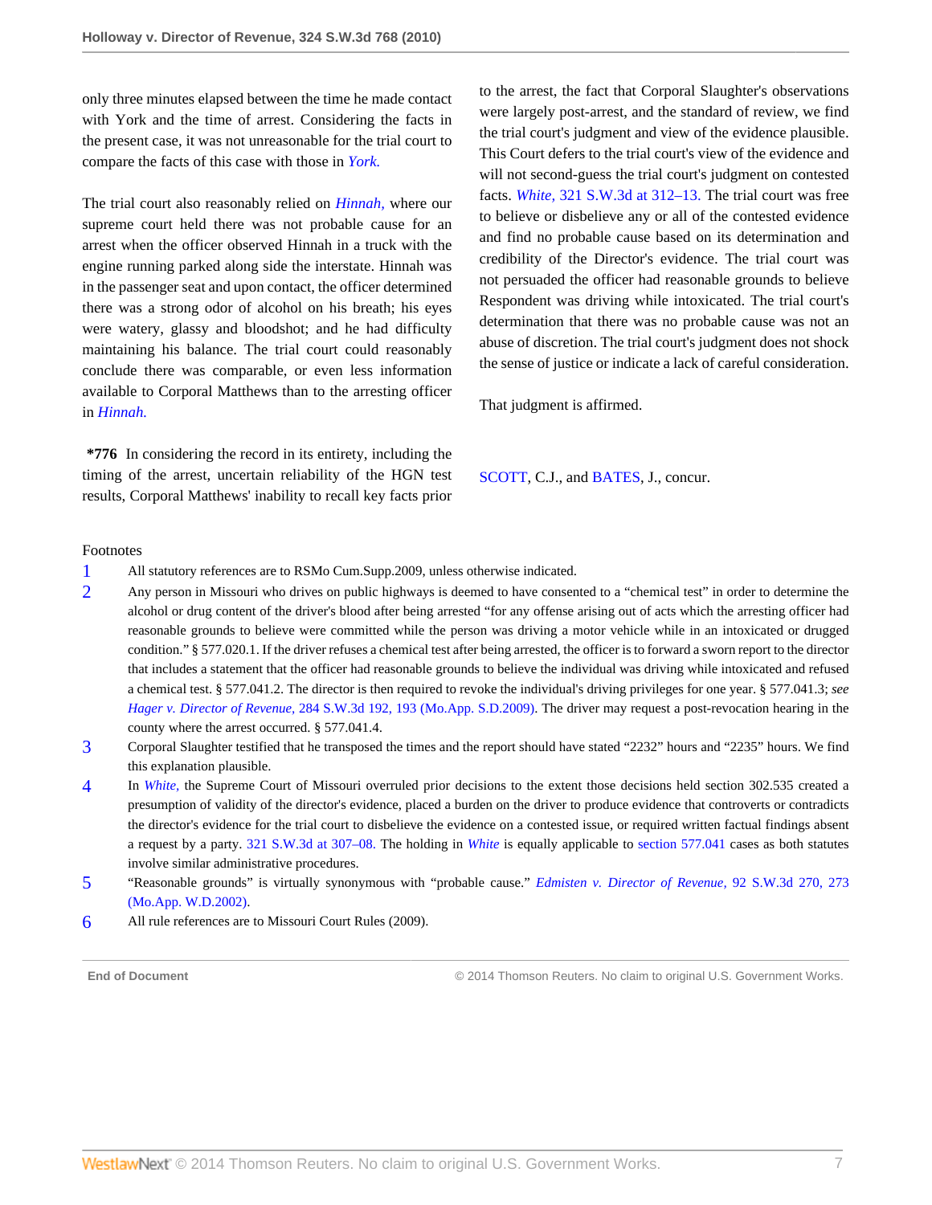only three minutes elapsed between the time he made contact with York and the time of arrest. Considering the facts in the present case, it was not unreasonable for the trial court to compare the facts of this case with those in *York.*

The trial court also reasonably relied on *Hinnah,* where our supreme court held there was not probable cause for an arrest when the officer observed Hinnah in a truck with the engine running parked along side the interstate. Hinnah was in the passenger seat and upon contact, the officer determined there was a strong odor of alcohol on his breath; his eyes were watery, glassy and bloodshot; and he had difficulty maintaining his balance. The trial court could reasonably conclude there was comparable, or even less information available to Corporal Matthews than to the arresting officer in *Hinnah.*

**\*776** In considering the record in its entirety, including the timing of the arrest, uncertain reliability of the HGN test results, Corporal Matthews' inability to recall key facts prior to the arrest, the fact that Corporal Slaughter's observations were largely post-arrest, and the standard of review, we find the trial court's judgment and view of the evidence plausible. This Court defers to the trial court's view of the evidence and will not second-guess the trial court's judgment on contested facts. *White,* 321 S.W.3d at 312–13. The trial court was free to believe or disbelieve any or all of the contested evidence and find no probable cause based on its determination and credibility of the Director's evidence. The trial court was not persuaded the officer had reasonable grounds to believe Respondent was driving while intoxicated. The trial court's determination that there was no probable cause was not an abuse of discretion. The trial court's judgment does not shock the sense of justice or indicate a lack of careful consideration.

That judgment is affirmed.

SCOTT, C.J., and BATES, J., concur.

Footnotes

1. All statutory references are to RSMo Cum.Supp.2009, unless otherwise indicated.
2. Any person in Missouri who drives on public highways is deemed to have consented to a "chemical test" in order to determine the alcohol or drug content of the driver's blood after being arrested "for any offense arising out of acts which the arresting officer had reasonable grounds to believe were committed while the person was driving a motor vehicle while in an intoxicated or drugged condition." § 577.020.1. If the driver refuses a chemical test after being arrested, the officer is to forward a sworn report to the director that includes a statement that the officer had reasonable grounds to believe the individual was driving while intoxicated and refused a chemical test. § 577.041.2. The director is then required to revoke the individual's driving privileges for one year. § 577.041.3; *see Hager v. Director of Revenue,* 284 S.W.3d 192, 193 (Mo.App. S.D.2009). The driver may request a post-revocation hearing in the county where the arrest occurred. § 577.041.4.
3. Corporal Slaughter testified that he transposed the times and the report should have stated "2232" hours and "2235" hours. We find this explanation plausible.
4. In *White,* the Supreme Court of Missouri overruled prior decisions to the extent those decisions held section 302.535 created a presumption of validity of the director's evidence, placed a burden on the driver to produce evidence that controverts or contradicts the director's evidence for the trial court to disbelieve the evidence on a contested issue, or required written factual findings absent a request by a party. 321 S.W.3d at 307–08. The holding in *White* is equally applicable to section 577.041 cases as both statutes involve similar administrative procedures.
5. "Reasonable grounds" is virtually synonymous with "probable cause." *Edmisten v. Director of Revenue,* 92 S.W.3d 270, 273 (Mo.App. W.D.2002).
6. All rule references are to Missouri Court Rules (2009).

End of Document